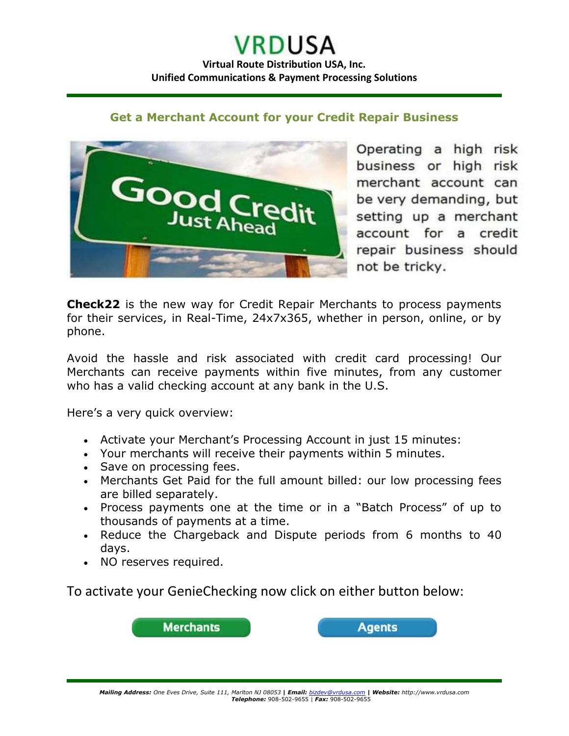# VRDUSA

**Virtual Route Distribution USA, Inc.**
**Unified Communications & Payment Processing Solutions**

## Get a Merchant Account for your Credit Repair Business

Operating a high risk business or high risk merchant account can be very demanding, but setting up a merchant account for a credit repair business should not be tricky.

**Check22** is the new way for Credit Repair Merchants to process payments for their services, in Real-Time, 24x7x365, whether in person, online, or by phone.

Avoid the hassle and risk associated with credit card processing! Our Merchants can receive payments within five minutes, from any customer who has a valid checking account at any bank in the U.S.

Here's a very quick overview:

- Activate your Merchant's Processing Account in just 15 minutes:
- Your merchants will receive their payments within 5 minutes.
- Save on processing fees.
- Merchants Get Paid for the full amount billed: our low processing fees are billed separately.
- Process payments one at the time or in a "Batch Process" of up to thousands of payments at a time.
- Reduce the Chargeback and Dispute periods from 6 months to 40 days.
- NO reserves required.

To activate your GenieChecking now click on either button below:

Merchants | Agents

***Mailing Address:*** *One Eves Drive, Suite 111, Marlton NJ 08053* **|** ***Email:*** *bizdev@vrdusa.com* **|** ***Website:*** *http://www.vrdusa.com*
***Telephone:*** 908-502-9655 | ***Fax:*** 908-502-9655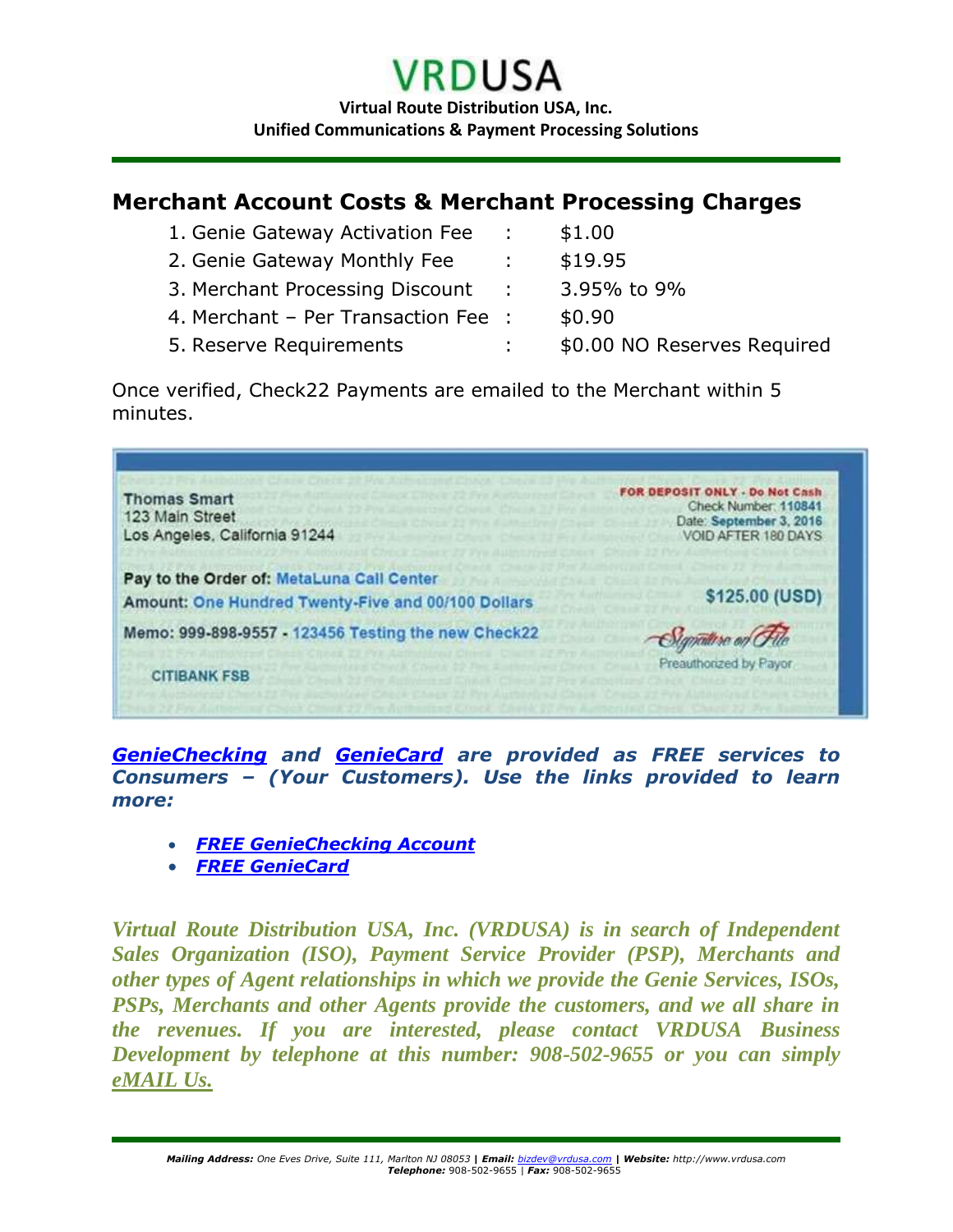## Merchant Account Costs & Merchant Processing Charges

1. Genie Gateway Activation Fee : $1.00
2. Genie Gateway Monthly Fee : $19.95
3. Merchant Processing Discount : 3.95% to 9%
4. Merchant – Per Transaction Fee : $0.90
5. Reserve Requirements : $0.00 NO Reserves Required

Once verified, Check22 Payments are emailed to the Merchant within 5 minutes.

Thomas Smart
123 Main Street
Los Angeles, California 91244

FOR DEPOSIT ONLY - Do Not Cash
Check Number: 110841
Date: September 3, 2016
VOID AFTER 180 DAYS

Pay to the Order of: MetaLuna Call Center
Amount: One Hundred Twenty-Five and 00/100 Dollars
$125.00 (USD)

Memo: 999-898-9557 - 123456 Testing the new Check22

Signature on File
Preauthorized by Payor

CITIBANK FSB

***GenieChecking* and *GenieCard* are provided as FREE services to Consumers – (Your Customers). Use the links provided to learn more:**

- ***FREE GenieChecking Account***
- ***FREE GenieCard***

***Virtual Route Distribution USA, Inc. (VRDUSA) is in search of Independent Sales Organization (ISO), Payment Service Provider (PSP), Merchants and other types of Agent relationships in which we provide the Genie Services, ISOs, PSPs, Merchants and other Agents provide the customers, and we all share in the revenues. If you are interested, please contact VRDUSA Business Development by telephone at this number: 908-502-9655 or you can simply eMAIL Us.***